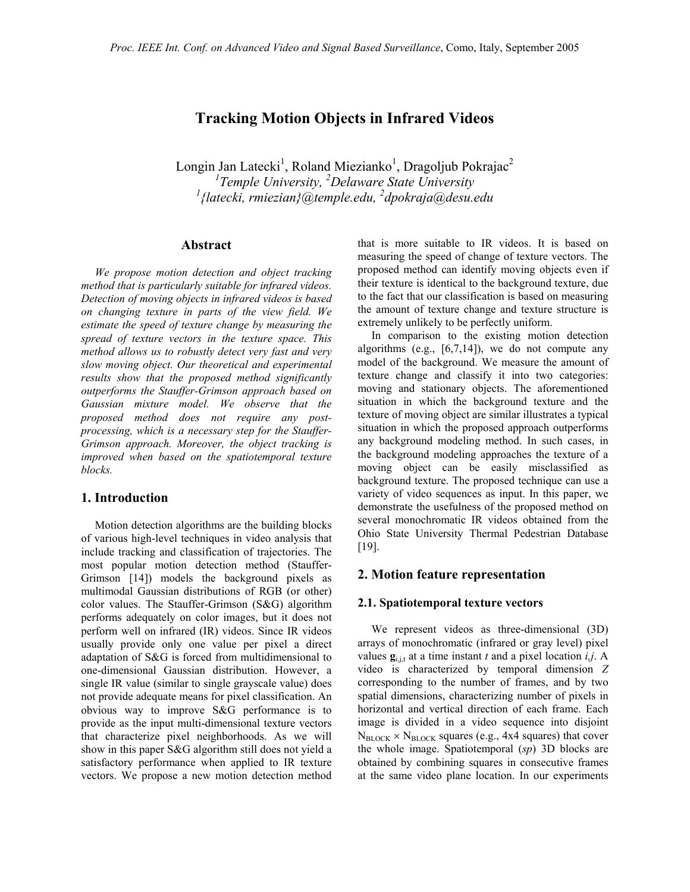# Tracking Motion Objects in Infrared Videos

Longin Jan Latecki[1], Roland Miezianko[1], Dragoljub Pokrajac[2]
[1]Temple University, [2]Delaware State University
[1]{latecki, rmiezian}@temple.edu, [2]dpokraja@desu.edu

## Abstract

*We propose motion detection and object tracking method that is particularly suitable for infrared videos. Detection of moving objects in infrared videos is based on changing texture in parts of the view field. We estimate the speed of texture change by measuring the spread of texture vectors in the texture space. This method allows us to robustly detect very fast and very slow moving object. Our theoretical and experimental results show that the proposed method significantly outperforms the Stauffer-Grimson approach based on Gaussian mixture model. We observe that the proposed method does not require any post-processing, which is a necessary step for the Stauffer-Grimson approach. Moreover, the object tracking is improved when based on the spatiotemporal texture blocks.*

## 1. Introduction

Motion detection algorithms are the building blocks of various high-level techniques in video analysis that include tracking and classification of trajectories. The most popular motion detection method (Stauffer-Grimson [14]) models the background pixels as multimodal Gaussian distributions of RGB (or other) color values. The Stauffer-Grimson (S&G) algorithm performs adequately on color images, but it does not perform well on infrared (IR) videos. Since IR videos usually provide only one value per pixel a direct adaptation of S&G is forced from multidimensional to one-dimensional Gaussian distribution. However, a single IR value (similar to single grayscale value) does not provide adequate means for pixel classification. An obvious way to improve S&G performance is to provide as the input multi-dimensional texture vectors that characterize pixel neighborhoods. As we will show in this paper S&G algorithm still does not yield a satisfactory performance when applied to IR texture vectors. We propose a new motion detection method that is more suitable to IR videos. It is based on measuring the speed of change of texture vectors. The proposed method can identify moving objects even if their texture is identical to the background texture, due to the fact that our classification is based on measuring the amount of texture change and texture structure is extremely unlikely to be perfectly uniform.

In comparison to the existing motion detection algorithms (e.g., [6,7,14]), we do not compute any model of the background. We measure the amount of texture change and classify it into two categories: moving and stationary objects. The aforementioned situation in which the background texture and the texture of moving object are similar illustrates a typical situation in which the proposed approach outperforms any background modeling method. In such cases, in the background modeling approaches the texture of a moving object can be easily misclassified as background texture. The proposed technique can use a variety of video sequences as input. In this paper, we demonstrate the usefulness of the proposed method on several monochromatic IR videos obtained from the Ohio State University Thermal Pedestrian Database [19].

## 2. Motion feature representation

### 2.1. Spatiotemporal texture vectors

We represent videos as three-dimensional (3D) arrays of monochromatic (infrared or gray level) pixel values $\mathbf{g}_{i,j,t}$ at a time instant $t$ and a pixel location $i,j$. A video is characterized by temporal dimension $Z$ corresponding to the number of frames, and by two spatial dimensions, characterizing number of pixels in horizontal and vertical direction of each frame. Each image is divided in a video sequence into disjoint $N_{BLOCK} \times N_{BLOCK}$ squares (e.g., 4x4 squares) that cover the whole image. Spatiotemporal (*sp*) 3D blocks are obtained by combining squares in consecutive frames at the same video plane location. In our experiments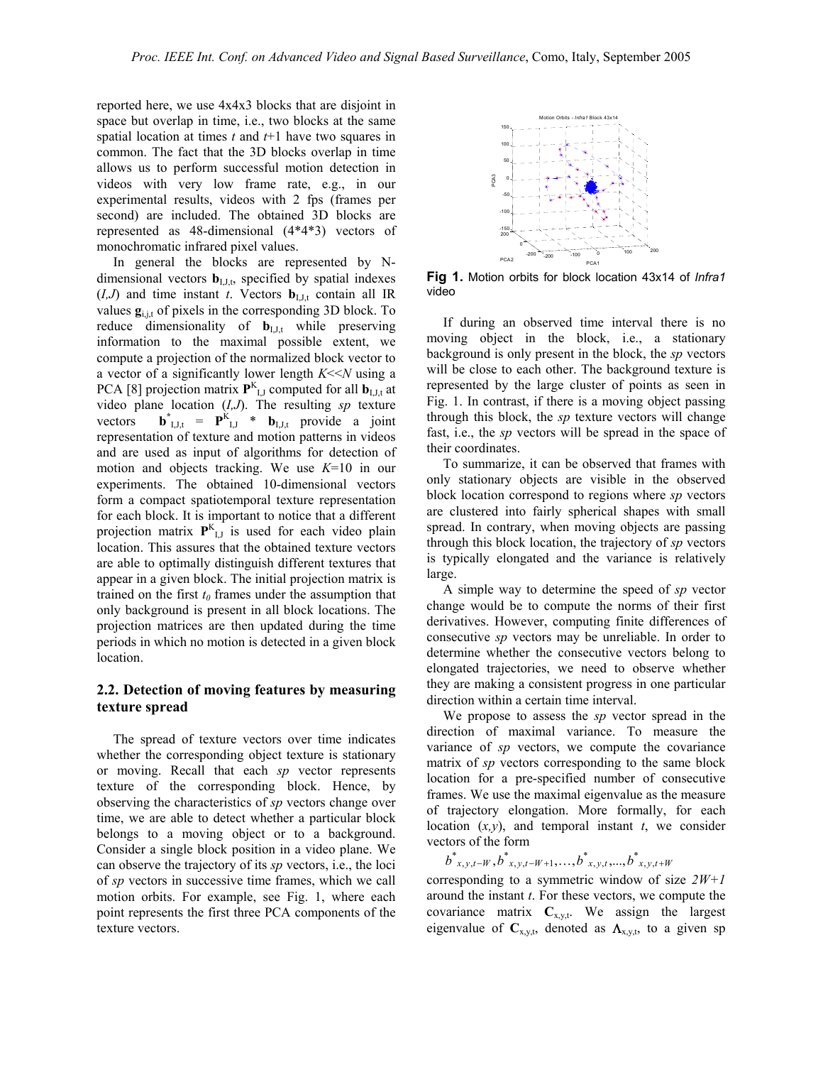reported here, we use 4x4x3 blocks that are disjoint in space but overlap in time, i.e., two blocks at the same spatial location at times $t$ and $t$+1 have two squares in common. The fact that the 3D blocks overlap in time allows us to perform successful motion detection in videos with very low frame rate, e.g., in our experimental results, videos with 2 fps (frames per second) are included. The obtained 3D blocks are represented as 48-dimensional (4*4*3) vectors of monochromatic infrared pixel values.

In general the blocks are represented by N-dimensional vectors $\mathbf{b}_{I,J,t}$, specified by spatial indexes $(I,J)$ and time instant $t$. Vectors $\mathbf{b}_{I,J,t}$ contain all IR values $\mathbf{g}_{i,j,t}$ of pixels in the corresponding 3D block. To reduce dimensionality of $\mathbf{b}_{I,J,t}$ while preserving information to the maximal possible extent, we compute a projection of the normalized block vector to a vector of a significantly lower length $K<<N$ using a PCA [8] projection matrix $\mathbf{P}^{K}_{I,J}$ computed for all $\mathbf{b}_{I,J,t}$ at video plane location $(I,J)$. The resulting *sp* texture vectors $\mathbf{b}^{*}_{I,J,t} = \mathbf{P}^{K}_{I,J} * \mathbf{b}_{I,J,t}$ provide a joint representation of texture and motion patterns in videos and are used as input of algorithms for detection of motion and objects tracking. We use $K$=10 in our experiments. The obtained 10-dimensional vectors form a compact spatiotemporal texture representation for each block. It is important to notice that a different projection matrix $\mathbf{P}^{K}_{I,J}$ is used for each video plain location. This assures that the obtained texture vectors are able to optimally distinguish different textures that appear in a given block. The initial projection matrix is trained on the first $t_0$ frames under the assumption that only background is present in all block locations. The projection matrices are then updated during the time periods in which no motion is detected in a given block location.

## 2.2. Detection of moving features by measuring texture spread

The spread of texture vectors over time indicates whether the corresponding object texture is stationary or moving. Recall that each *sp* vector represents texture of the corresponding block. Hence, by observing the characteristics of *sp* vectors change over time, we are able to detect whether a particular block belongs to a moving object or to a background. Consider a single block position in a video plane. We can observe the trajectory of its *sp* vectors, i.e., the loci of *sp* vectors in successive time frames, which we call motion orbits. For example, see Fig. 1, where each point represents the first three PCA components of the texture vectors.

Motion Orbits - *Infra1* Block 43x14

PCA3

PCA2

PCA1

150
100
50
0
-50
-100
-150
200
0
-200
-200
-100
0
100
200

**Fig 1.** Motion orbits for block location 43x14 of *Infra1* video

If during an observed time interval there is no moving object in the block, i.e., a stationary background is only present in the block, the *sp* vectors will be close to each other. The background texture is represented by the large cluster of points as seen in Fig. 1. In contrast, if there is a moving object passing through this block, the *sp* texture vectors will change fast, i.e., the *sp* vectors will be spread in the space of their coordinates.

To summarize, it can be observed that frames with only stationary objects are visible in the observed block location correspond to regions where *sp* vectors are clustered into fairly spherical shapes with small spread. In contrary, when moving objects are passing through this block location, the trajectory of *sp* vectors is typically elongated and the variance is relatively large.

A simple way to determine the speed of *sp* vector change would be to compute the norms of their first derivatives. However, computing finite differences of consecutive *sp* vectors may be unreliable. In order to determine whether the consecutive vectors belong to elongated trajectories, we need to observe whether they are making a consistent progress in one particular direction within a certain time interval.

We propose to assess the *sp* vector spread in the direction of maximal variance. To measure the variance of *sp* vectors, we compute the covariance matrix of *sp* vectors corresponding to the same block location for a pre-specified number of consecutive frames. We use the maximal eigenvalue as the measure of trajectory elongation. More formally, for each location $(x,y)$, and temporal instant $t$, we consider vectors of the form

$$b^{*}_{x,y,t-W}, b^{*}_{x,y,t-W+1}, \ldots, b^{*}_{x,y,t}, \ldots, b^{*}_{x,y,t+W}$$

corresponding to a symmetric window of size $2W+1$ around the instant $t$. For these vectors, we compute the covariance matrix $\mathbf{C}_{x,y,t}$. We assign the largest eigenvalue of $\mathbf{C}_{x,y,t}$, denoted as $\mathbf{\Lambda}_{x,y,t}$, to a given sp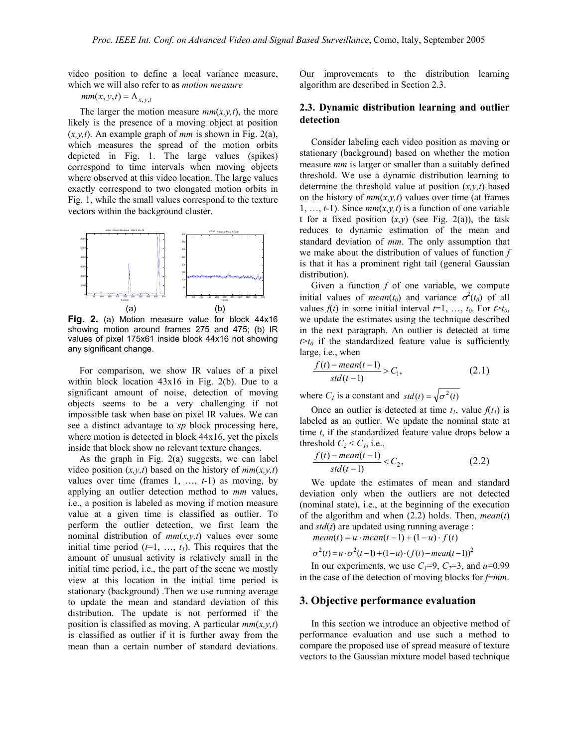video position to define a local variance measure, which we will also refer to as *motion measure*

$mm(x, y, t) = \Lambda_{x,y,t}$

The larger the motion measure $mm(x,y,t)$, the more likely is the presence of a moving object at position $(x,y,t)$. An example graph of *mm* is shown in Fig. 2(a), which measures the spread of the motion orbits depicted in Fig. 1. The large values (spikes) correspond to time intervals when moving objects where observed at this video location. The large values exactly correspond to two elongated motion orbits in Fig. 1, while the small values correspond to the texture vectors within the background cluster.

**Fig. 2.** (a) Motion measure value for block 44x16 showing motion around frames 275 and 475; (b) IR values of pixel 175x61 inside block 44x16 not showing any significant change.

For comparison, we show IR values of a pixel within block location 43x16 in Fig. 2(b). Due to a significant amount of noise, detection of moving objects seems to be a very challenging if not impossible task when base on pixel IR values. We can see a distinct advantage to *sp* block processing here, where motion is detected in block 44x16, yet the pixels inside that block show no relevant texture changes.

As the graph in Fig. 2(a) suggests, we can label video position $(x,y,t)$ based on the history of $mm(x,y,t)$ values over time (frames 1, …, $t$-1) as moving, by applying an outlier detection method to *mm* values, i.e., a position is labeled as moving if motion measure value at a given time is classified as outlier. To perform the outlier detection, we first learn the nominal distribution of $mm(x,y,t)$ values over some initial time period ($t$=1, …, $t_1$). This requires that the amount of unusual activity is relatively small in the initial time period, i.e., the part of the scene we mostly view at this location in the initial time period is stationary (background) .Then we use running average to update the mean and standard deviation of this distribution. The update is not performed if the position is classified as moving. A particular $mm(x,y,t)$ is classified as outlier if it is further away from the mean than a certain number of standard deviations. Our improvements to the distribution learning algorithm are described in Section 2.3.

## 2.3. Dynamic distribution learning and outlier detection

Consider labeling each video position as moving or stationary (background) based on whether the motion measure *mm* is larger or smaller than a suitably defined threshold. We use a dynamic distribution learning to determine the threshold value at position $(x,y,t)$ based on the history of $mm(x,y,t)$ values over time (at frames 1, …, $t$-1). Since $mm(x,y,t)$ is a function of one variable t for a fixed position $(x,y)$ (see Fig. 2(a)), the task reduces to dynamic estimation of the mean and standard deviation of *mm*. The only assumption that we make about the distribution of values of function *f* is that it has a prominent right tail (general Gaussian distribution).

Given a function *f* of one variable, we compute initial values of $mean(t_0)$ and variance $\sigma^2(t_0)$ of all values $f(t)$ in some initial interval $t$=1, …, $t_0$. For $t>t_0$, we update the estimates using the technique described in the next paragraph. An outlier is detected at time $t>t_0$ if the standardized feature value is sufficiently large, i.e., when

$$\frac{f(t) - mean(t-1)}{std(t-1)} > C_1, \tag{2.1}$$

where $C_1$ is a constant and $std(t) = \sqrt{\sigma^2(t)}$

Once an outlier is detected at time $t_1$, value $f(t_1)$ is labeled as an outlier. We update the nominal state at time $t$, if the standardized feature value drops below a threshold $C_2 < C_1$, i.e.,

$$\frac{f(t) - mean(t-1)}{std(t-1)} < C_2, \tag{2.2}$$

We update the estimates of mean and standard deviation only when the outliers are not detected (nominal state), i.e., at the beginning of the execution of the algorithm and when (2.2) holds. Then, $mean(t)$ and $std(t)$ are updated using running average :

$$mean(t) = u \cdot mean(t-1) + (1-u) \cdot f(t)$$

$$\sigma^2(t) = u \cdot \sigma^2(t-1) + (1-u) \cdot (f(t) - mean(t-1))^2$$

In our experiments, we use $C_1$=9, $C_2$=3, and $u$=0.99 in the case of the detection of moving blocks for $f$=*mm*.

# 3. Objective performance evaluation

In this section we introduce an objective method of performance evaluation and use such a method to compare the proposed use of spread measure of texture vectors to the Gaussian mixture model based technique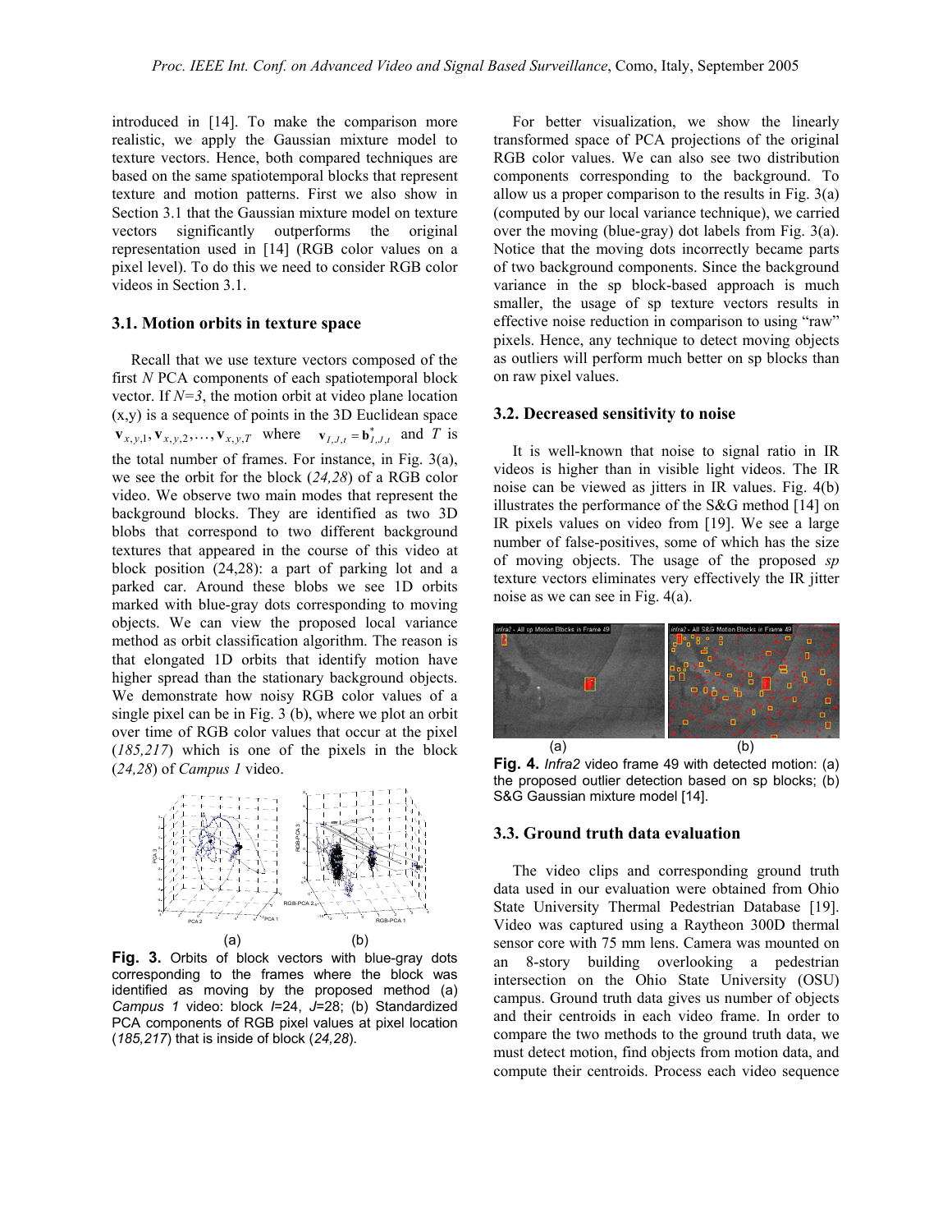introduced in [14]. To make the comparison more realistic, we apply the Gaussian mixture model to texture vectors. Hence, both compared techniques are based on the same spatiotemporal blocks that represent texture and motion patterns. First we also show in Section 3.1 that the Gaussian mixture model on texture vectors significantly outperforms the original representation used in [14] (RGB color values on a pixel level). To do this we need to consider RGB color videos in Section 3.1.

### 3.1. Motion orbits in texture space

Recall that we use texture vectors composed of the first *N* PCA components of each spatiotemporal block vector. If *N=3*, the motion orbit at video plane location (x,y) is a sequence of points in the 3D Euclidean space $\mathbf{v}_{x,y,1}, \mathbf{v}_{x,y,2}, \ldots, \mathbf{v}_{x,y,T}$ where $\mathbf{v}_{I,J,t} = \mathbf{b}^*_{I,J,t}$ and $T$ is the total number of frames. For instance, in Fig. 3(a), we see the orbit for the block (*24,28*) of a RGB color video. We observe two main modes that represent the background blocks. They are identified as two 3D blobs that correspond to two different background textures that appeared in the course of this video at block position (24,28): a part of parking lot and a parked car. Around these blobs we see 1D orbits marked with blue-gray dots corresponding to moving objects. We can view the proposed local variance method as orbit classification algorithm. The reason is that elongated 1D orbits that identify motion have higher spread than the stationary background objects. We demonstrate how noisy RGB color values of a single pixel can be in Fig. 3 (b), where we plot an orbit over time of RGB color values that occur at the pixel (*185,217*) which is one of the pixels in the block (*24,28*) of *Campus 1* video.

(a) (b)

**Fig. 3.** Orbits of block vectors with blue-gray dots corresponding to the frames where the block was identified as moving by the proposed method (a) *Campus 1* video: block *I*=24, *J*=28; (b) Standardized PCA components of RGB pixel values at pixel location (*185,217*) that is inside of block (*24,28*).

For better visualization, we show the linearly transformed space of PCA projections of the original RGB color values. We can also see two distribution components corresponding to the background. To allow us a proper comparison to the results in Fig. 3(a) (computed by our local variance technique), we carried over the moving (blue-gray) dot labels from Fig. 3(a). Notice that the moving dots incorrectly became parts of two background components. Since the background variance in the sp block-based approach is much smaller, the usage of sp texture vectors results in effective noise reduction in comparison to using "raw" pixels. Hence, any technique to detect moving objects as outliers will perform much better on sp blocks than on raw pixel values.

### 3.2. Decreased sensitivity to noise

It is well-known that noise to signal ratio in IR videos is higher than in visible light videos. The IR noise can be viewed as jitters in IR values. Fig. 4(b) illustrates the performance of the S&G method [14] on IR pixels values on video from [19]. We see a large number of false-positives, some of which has the size of moving objects. The usage of the proposed *sp* texture vectors eliminates very effectively the IR jitter noise as we can see in Fig. 4(a).

(a) (b)

**Fig. 4.** *Infra2* video frame 49 with detected motion: (a) the proposed outlier detection based on sp blocks; (b) S&G Gaussian mixture model [14].

### 3.3. Ground truth data evaluation

The video clips and corresponding ground truth data used in our evaluation were obtained from Ohio State University Thermal Pedestrian Database [19]. Video was captured using a Raytheon 300D thermal sensor core with 75 mm lens. Camera was mounted on an 8-story building overlooking a pedestrian intersection on the Ohio State University (OSU) campus. Ground truth data gives us number of objects and their centroids in each video frame. In order to compare the two methods to the ground truth data, we must detect motion, find objects from motion data, and compute their centroids. Process each video sequence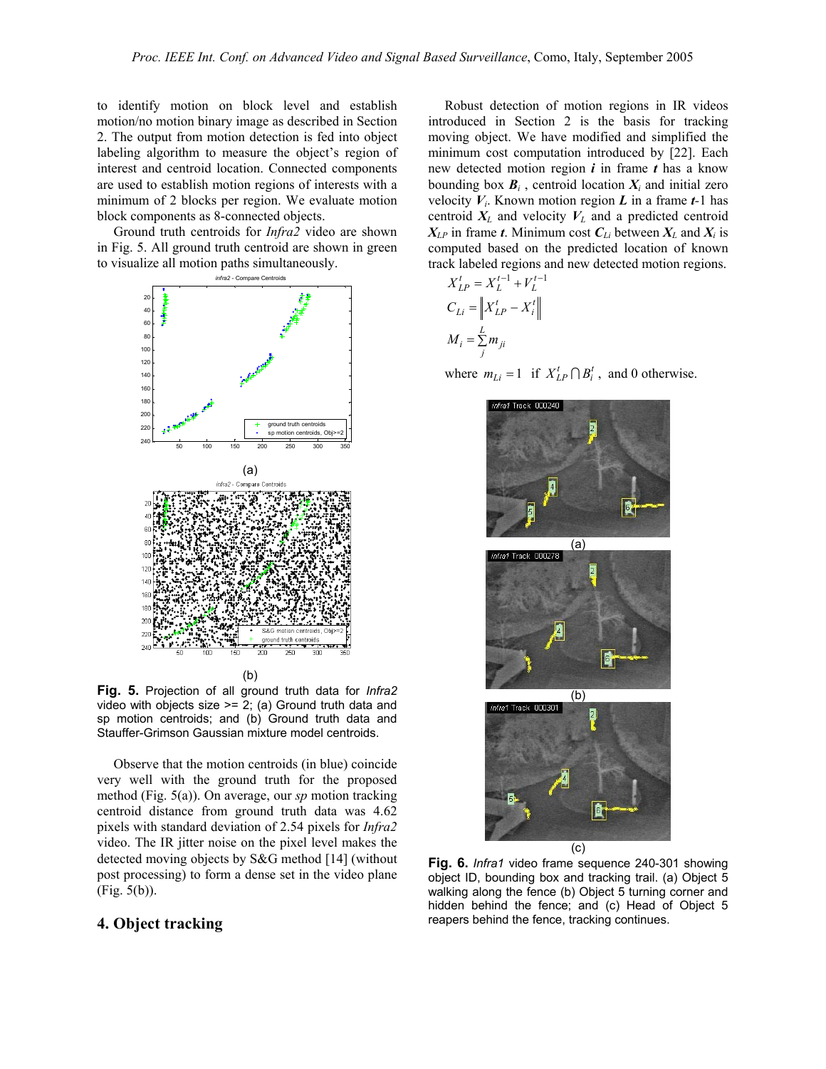to identify motion on block level and establish motion/no motion binary image as described in Section 2. The output from motion detection is fed into object labeling algorithm to measure the object's region of interest and centroid location. Connected components are used to establish motion regions of interests with a minimum of 2 blocks per region. We evaluate motion block components as 8-connected objects.

Ground truth centroids for *Infra2* video are shown in Fig. 5. All ground truth centroid are shown in green to visualize all motion paths simultaneously.

**Fig. 5.** Projection of all ground truth data for *Infra2* video with objects size >= 2; (a) Ground truth data and sp motion centroids; and (b) Ground truth data and Stauffer-Grimson Gaussian mixture model centroids.

Observe that the motion centroids (in blue) coincide very well with the ground truth for the proposed method (Fig. 5(a)). On average, our *sp* motion tracking centroid distance from ground truth data was 4.62 pixels with standard deviation of 2.54 pixels for *Infra2* video. The IR jitter noise on the pixel level makes the detected moving objects by S&G method [14] (without post processing) to form a dense set in the video plane (Fig. 5(b)).

## 4. Object tracking

Robust detection of motion regions in IR videos introduced in Section 2 is the basis for tracking moving object. We have modified and simplified the minimum cost computation introduced by [22]. Each new detected motion region $\boldsymbol{i}$ in frame $\boldsymbol{t}$ has a know bounding box $\boldsymbol{B}_i$ , centroid location $\boldsymbol{X}_i$ and initial zero velocity $\boldsymbol{V}_i$. Known motion region $\boldsymbol{L}$ in a frame $\boldsymbol{t}$-1 has centroid $\boldsymbol{X}_L$ and velocity $\boldsymbol{V}_L$ and a predicted centroid $\boldsymbol{X}_{LP}$ in frame $\boldsymbol{t}$. Minimum cost $\boldsymbol{C}_{Li}$ between $\boldsymbol{X}_L$ and $\boldsymbol{X}_i$ is computed based on the predicted location of known track labeled regions and new detected motion regions.

$$X_{LP}^t = X_L^{t-1} + V_L^{t-1}$$

$$C_{Li} = \left\| X_{LP}^t - X_i^t \right\|$$

$$M_i = \sum_j^L m_{ji}$$

where $m_{Li} = 1$ if $X_{LP}^t \cap B_i^t$ , and 0 otherwise.

**Fig. 6.** *Infra1* video frame sequence 240-301 showing object ID, bounding box and tracking trail. (a) Object 5 walking along the fence (b) Object 5 turning corner and hidden behind the fence; and (c) Head of Object 5 reapers behind the fence, tracking continues.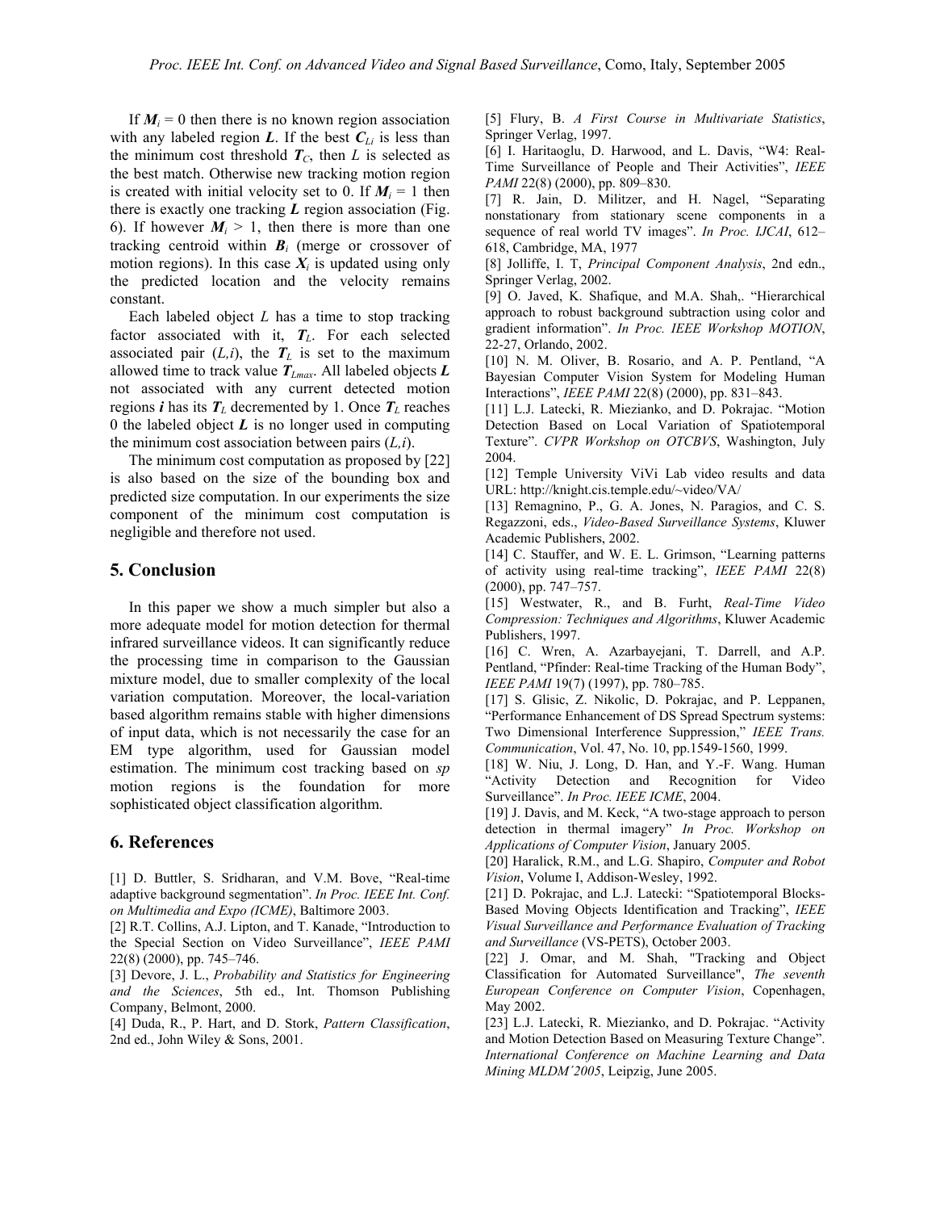If $\boldsymbol{M}_i = 0$ then there is no known region association with any labeled region $\boldsymbol{L}$. If the best $\boldsymbol{C}_{Li}$ is less than the minimum cost threshold $\boldsymbol{T}_C$, then $L$ is selected as the best match. Otherwise new tracking motion region is created with initial velocity set to 0. If $\boldsymbol{M}_i = 1$ then there is exactly one tracking $\boldsymbol{L}$ region association (Fig. 6). If however $\boldsymbol{M}_i > 1$, then there is more than one tracking centroid within $\boldsymbol{B}_i$ (merge or crossover of motion regions). In this case $\boldsymbol{X}_i$ is updated using only the predicted location and the velocity remains constant.

Each labeled object $L$ has a time to stop tracking factor associated with it, $\boldsymbol{T}_L$. For each selected associated pair $(L,i)$, the $\boldsymbol{T}_L$ is set to the maximum allowed time to track value $\boldsymbol{T}_{Lmax}$. All labeled objects $\boldsymbol{L}$ not associated with any current detected motion regions $\boldsymbol{i}$ has its $\boldsymbol{T}_L$ decremented by 1. Once $\boldsymbol{T}_L$ reaches 0 the labeled object $\boldsymbol{L}$ is no longer used in computing the minimum cost association between pairs $(L,i)$.

The minimum cost computation as proposed by [22] is also based on the size of the bounding box and predicted size computation. In our experiments the size component of the minimum cost computation is negligible and therefore not used.

## 5. Conclusion

In this paper we show a much simpler but also a more adequate model for motion detection for thermal infrared surveillance videos. It can significantly reduce the processing time in comparison to the Gaussian mixture model, due to smaller complexity of the local variation computation. Moreover, the local-variation based algorithm remains stable with higher dimensions of input data, which is not necessarily the case for an EM type algorithm, used for Gaussian model estimation. The minimum cost tracking based on *sp* motion regions is the foundation for more sophisticated object classification algorithm.

## 6. References

[1] D. Buttler, S. Sridharan, and V.M. Bove, "Real-time adaptive background segmentation". *In Proc. IEEE Int. Conf. on Multimedia and Expo (ICME)*, Baltimore 2003.

[2] R.T. Collins, A.J. Lipton, and T. Kanade, "Introduction to the Special Section on Video Surveillance", *IEEE PAMI* 22(8) (2000), pp. 745–746.

[3] Devore, J. L., *Probability and Statistics for Engineering and the Sciences*, 5th ed., Int. Thomson Publishing Company, Belmont, 2000.

[4] Duda, R., P. Hart, and D. Stork, *Pattern Classification*, 2nd ed., John Wiley & Sons, 2001.

[5] Flury, B. *A First Course in Multivariate Statistics*, Springer Verlag, 1997.

[6] I. Haritaoglu, D. Harwood, and L. Davis, "W4: Real-Time Surveillance of People and Their Activities", *IEEE PAMI* 22(8) (2000), pp. 809–830.

[7] R. Jain, D. Militzer, and H. Nagel, "Separating nonstationary from stationary scene components in a sequence of real world TV images". *In Proc. IJCAI*, 612–618, Cambridge, MA, 1977

[8] Jolliffe, I. T, *Principal Component Analysis*, 2nd edn., Springer Verlag, 2002.

[9] O. Javed, K. Shafique, and M.A. Shah,. "Hierarchical approach to robust background subtraction using color and gradient information". *In Proc. IEEE Workshop MOTION*, 22-27, Orlando, 2002.

[10] N. M. Oliver, B. Rosario, and A. P. Pentland, "A Bayesian Computer Vision System for Modeling Human Interactions", *IEEE PAMI* 22(8) (2000), pp. 831–843.

[11] L.J. Latecki, R. Miezianko, and D. Pokrajac. "Motion Detection Based on Local Variation of Spatiotemporal Texture". *CVPR Workshop on OTCBVS*, Washington, July 2004.

[12] Temple University ViVi Lab video results and data URL: http://knight.cis.temple.edu/~video/VA/

[13] Remagnino, P., G. A. Jones, N. Paragios, and C. S. Regazzoni, eds., *Video-Based Surveillance Systems*, Kluwer Academic Publishers, 2002.

[14] C. Stauffer, and W. E. L. Grimson, "Learning patterns of activity using real-time tracking", *IEEE PAMI* 22(8) (2000), pp. 747–757.

[15] Westwater, R., and B. Furht, *Real-Time Video Compression: Techniques and Algorithms*, Kluwer Academic Publishers, 1997.

[16] C. Wren, A. Azarbayejani, T. Darrell, and A.P. Pentland, "Pfinder: Real-time Tracking of the Human Body", *IEEE PAMI* 19(7) (1997), pp. 780–785.

[17] S. Glisic, Z. Nikolic, D. Pokrajac, and P. Leppanen, "Performance Enhancement of DS Spread Spectrum systems: Two Dimensional Interference Suppression," *IEEE Trans. Communication*, Vol. 47, No. 10, pp.1549-1560, 1999.

[18] W. Niu, J. Long, D. Han, and Y.-F. Wang. Human "Activity Detection and Recognition for Video Surveillance". *In Proc. IEEE ICME*, 2004.

[19] J. Davis, and M. Keck, "A two-stage approach to person detection in thermal imagery" *In Proc. Workshop on Applications of Computer Vision*, January 2005.

[20] Haralick, R.M., and L.G. Shapiro, *Computer and Robot Vision*, Volume I, Addison-Wesley, 1992.

[21] D. Pokrajac, and L.J. Latecki: "Spatiotemporal Blocks-Based Moving Objects Identification and Tracking", *IEEE Visual Surveillance and Performance Evaluation of Tracking and Surveillance* (VS-PETS), October 2003.

[22] J. Omar, and M. Shah, "Tracking and Object Classification for Automated Surveillance", *The seventh European Conference on Computer Vision*, Copenhagen, May 2002.

[23] L.J. Latecki, R. Miezianko, and D. Pokrajac. "Activity and Motion Detection Based on Measuring Texture Change". *International Conference on Machine Learning and Data Mining MLDM´2005*, Leipzig, June 2005.